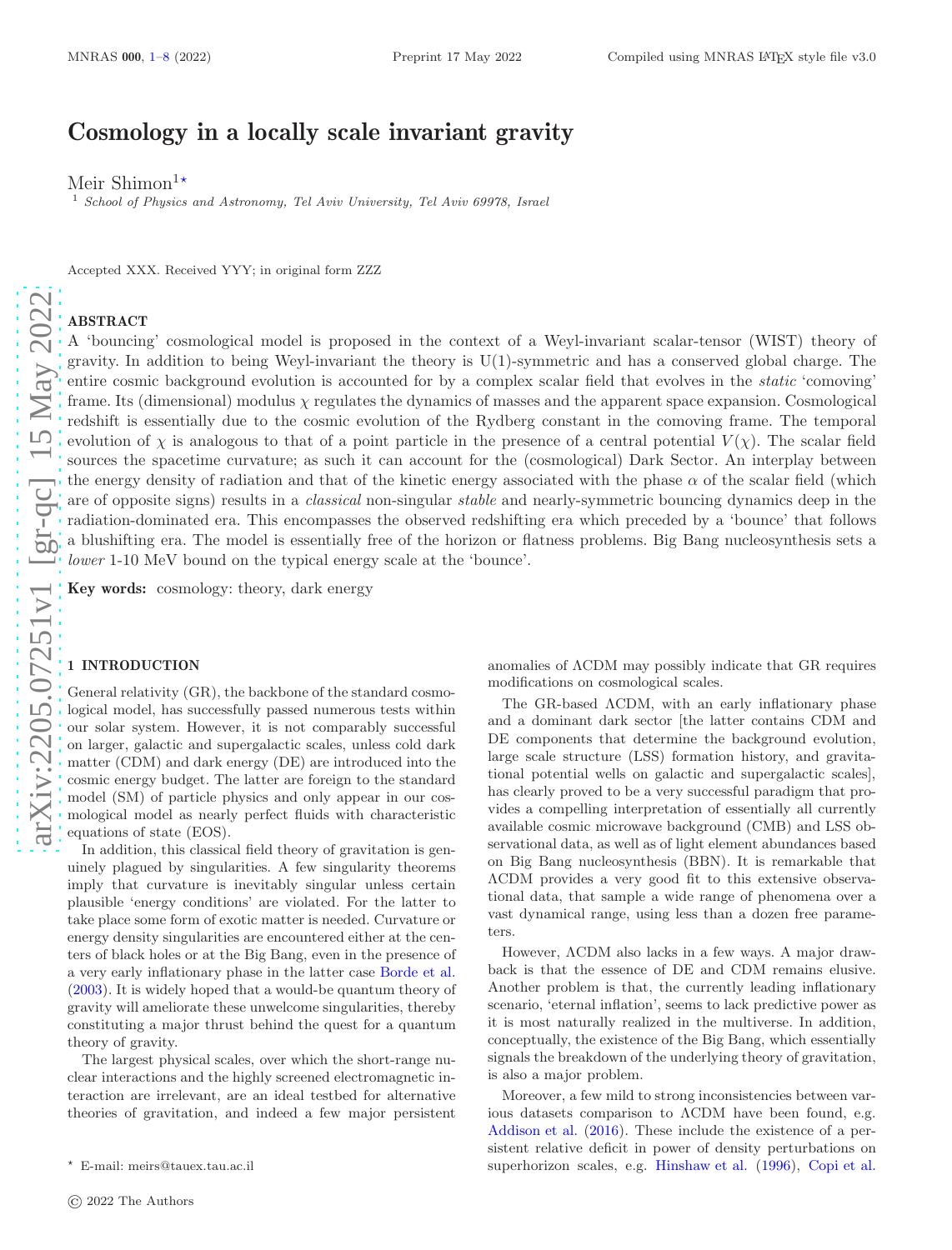# Cosmology in a locally scale invariant gravity

Meir Shimon[1]*

[1] *School of Physics and Astronomy, Tel Aviv University, Tel Aviv 69978, Israel*

Accepted XXX. Received YYY; in original form ZZZ

## ABSTRACT

A 'bouncing' cosmological model is proposed in the context of a Weyl-invariant scalar-tensor (WIST) theory of gravity. In addition to being Weyl-invariant the theory is U(1)-symmetric and has a conserved global charge. The entire cosmic background evolution is accounted for by a complex scalar field that evolves in the *static* 'comoving' frame. Its (dimensional) modulus $\chi$ regulates the dynamics of masses and the apparent space expansion. Cosmological redshift is essentially due to the cosmic evolution of the Rydberg constant in the comoving frame. The temporal evolution of $\chi$ is analogous to that of a point particle in the presence of a central potential $V(\chi)$. The scalar field sources the spacetime curvature; as such it can account for the (cosmological) Dark Sector. An interplay between the energy density of radiation and that of the kinetic energy associated with the phase $\alpha$ of the scalar field (which are of opposite signs) results in a *classical* non-singular *stable* and nearly-symmetric bouncing dynamics deep in the radiation-dominated era. This encompasses the observed redshifting era which preceded by a 'bounce' that follows a blushifting era. The model is essentially free of the horizon or flatness problems. Big Bang nucleosynthesis sets a *lower* 1-10 MeV bound on the typical energy scale at the 'bounce'.

**Key words:** cosmology: theory, dark energy

## 1 INTRODUCTION

General relativity (GR), the backbone of the standard cosmological model, has successfully passed numerous tests within our solar system. However, it is not comparably successful on larger, galactic and supergalactic scales, unless cold dark matter (CDM) and dark energy (DE) are introduced into the cosmic energy budget. The latter are foreign to the standard model (SM) of particle physics and only appear in our cosmological model as nearly perfect fluids with characteristic equations of state (EOS).

In addition, this classical field theory of gravitation is genuinely plagued by singularities. A few singularity theorems imply that curvature is inevitably singular unless certain plausible 'energy conditions' are violated. For the latter to take place some form of exotic matter is needed. Curvature or energy density singularities are encountered either at the centers of black holes or at the Big Bang, even in the presence of a very early inflationary phase in the latter case Borde et al. (2003). It is widely hoped that a would-be quantum theory of gravity will ameliorate these unwelcome singularities, thereby constituting a major thrust behind the quest for a quantum theory of gravity.

The largest physical scales, over which the short-range nuclear interactions and the highly screened electromagnetic interaction are irrelevant, are an ideal testbed for alternative theories of gravitation, and indeed a few major persistent anomalies of ΛCDM may possibly indicate that GR requires modifications on cosmological scales.

The GR-based ΛCDM, with an early inflationary phase and a dominant dark sector [the latter contains CDM and DE components that determine the background evolution, large scale structure (LSS) formation history, and gravitational potential wells on galactic and supergalactic scales], has clearly proved to be a very successful paradigm that provides a compelling interpretation of essentially all currently available cosmic microwave background (CMB) and LSS observational data, as well as of light element abundances based on Big Bang nucleosynthesis (BBN). It is remarkable that ΛCDM provides a very good fit to this extensive observational data, that sample a wide range of phenomena over a vast dynamical range, using less than a dozen free parameters.

However, ΛCDM also lacks in a few ways. A major drawback is that the essence of DE and CDM remains elusive. Another problem is that, the currently leading inflationary scenario, 'eternal inflation', seems to lack predictive power as it is most naturally realized in the multiverse. In addition, conceptually, the existence of the Big Bang, which essentially signals the breakdown of the underlying theory of gravitation, is also a major problem.

Moreover, a few mild to strong inconsistencies between various datasets comparison to ΛCDM have been found, e.g. Addison et al. (2016). These include the existence of a persistent relative deficit in power of density perturbations on superhorizon scales, e.g. Hinshaw et al. (1996), Copi et al.

* E-mail: meirs@tauex.tau.ac.il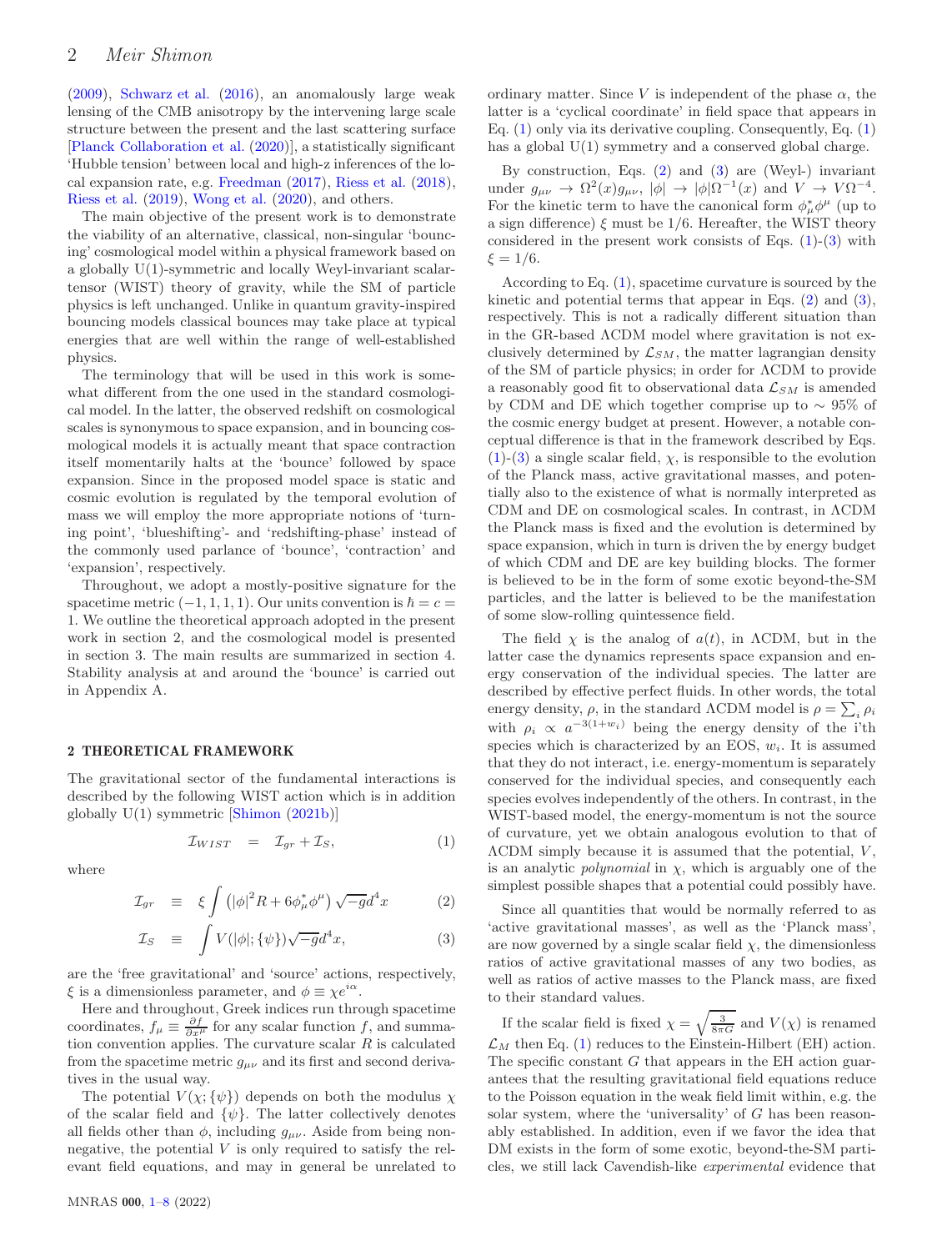(2009), Schwarz et al. (2016), an anomalously large weak lensing of the CMB anisotropy by the intervening large scale structure between the present and the last scattering surface [Planck Collaboration et al. (2020)], a statistically significant 'Hubble tension' between local and high-z inferences of the local expansion rate, e.g. Freedman (2017), Riess et al. (2018), Riess et al. (2019), Wong et al. (2020), and others.

The main objective of the present work is to demonstrate the viability of an alternative, classical, non-singular 'bouncing' cosmological model within a physical framework based on a globally U(1)-symmetric and locally Weyl-invariant scalar-tensor (WIST) theory of gravity, while the SM of particle physics is left unchanged. Unlike in quantum gravity-inspired bouncing models classical bounces may take place at typical energies that are well within the range of well-established physics.

The terminology that will be used in this work is somewhat different from the one used in the standard cosmological model. In the latter, the observed redshift on cosmological scales is synonymous to space expansion, and in bouncing cosmological models it is actually meant that space contraction itself momentarily halts at the 'bounce' followed by space expansion. Since in the proposed model space is static and cosmic evolution is regulated by the temporal evolution of mass we will employ the more appropriate notions of 'turning point', 'blueshifting'- and 'redshifting-phase' instead of the commonly used parlance of 'bounce', 'contraction' and 'expansion', respectively.

Throughout, we adopt a mostly-positive signature for the spacetime metric $(-1, 1, 1, 1)$. Our units convention is $\hbar = c = 1$. We outline the theoretical approach adopted in the present work in section 2, and the cosmological model is presented in section 3. The main results are summarized in section 4. Stability analysis at and around the 'bounce' is carried out in Appendix A.

## 2 THEORETICAL FRAMEWORK

The gravitational sector of the fundamental interactions is described by the following WIST action which is in addition globally U(1) symmetric [Shimon (2021b)]

$$\mathcal{I}_{WIST} = \mathcal{I}_{gr} + \mathcal{I}_{S}, \tag{1}$$

where

$$\mathcal{I}_{gr} \equiv \xi \int \left(|\phi|^2 R + 6\phi^*_\mu \phi^\mu\right) \sqrt{-g} d^4x \tag{2}$$

$$\mathcal{I}_{S} \equiv \int V(|\phi|; \{\psi\}) \sqrt{-g} d^4x, \tag{3}$$

are the 'free gravitational' and 'source' actions, respectively, $\xi$ is a dimensionless parameter, and $\phi \equiv \chi e^{i\alpha}$.

Here and throughout, Greek indices run through spacetime coordinates, $f_\mu \equiv \frac{\partial f}{\partial x^\mu}$ for any scalar function $f$, and summation convention applies. The curvature scalar $R$ is calculated from the spacetime metric $g_{\mu\nu}$ and its first and second derivatives in the usual way.

The potential $V(\chi; \{\psi\})$ depends on both the modulus $\chi$ of the scalar field and $\{\psi\}$. The latter collectively denotes all fields other than $\phi$, including $g_{\mu\nu}$. Aside from being non-negative, the potential $V$ is only required to satisfy the relevant field equations, and may in general be unrelated to ordinary matter. Since $V$ is independent of the phase $\alpha$, the latter is a 'cyclical coordinate' in field space that appears in Eq. (1) only via its derivative coupling. Consequently, Eq. (1) has a global U(1) symmetry and a conserved global charge.

By construction, Eqs. (2) and (3) are (Weyl-) invariant under $g_{\mu\nu} \rightarrow \Omega^2(x) g_{\mu\nu}$, $|\phi| \rightarrow |\phi|\Omega^{-1}(x)$ and $V \rightarrow V\Omega^{-4}$. For the kinetic term to have the canonical form $\phi^*_\mu \phi^\mu$ (up to a sign difference) $\xi$ must be 1/6. Hereafter, the WIST theory considered in the present work consists of Eqs. (1)-(3) with $\xi = 1/6$.

According to Eq. (1), spacetime curvature is sourced by the kinetic and potential terms that appear in Eqs. (2) and (3), respectively. This is not a radically different situation than in the GR-based ΛCDM model where gravitation is not exclusively determined by $\mathcal{L}_{SM}$, the matter lagrangian density of the SM of particle physics; in order for ΛCDM to provide a reasonably good fit to observational data $\mathcal{L}_{SM}$ is amended by CDM and DE which together comprise up to $\sim 95\%$ of the cosmic energy budget at present. However, a notable conceptual difference is that in the framework described by Eqs. (1)-(3) a single scalar field, $\chi$, is responsible to the evolution of the Planck mass, active gravitational masses, and potentially also to the existence of what is normally interpreted as CDM and DE on cosmological scales. In contrast, in ΛCDM the Planck mass is fixed and the evolution is determined by space expansion, which in turn is driven the by energy budget of which CDM and DE are key building blocks. The former is believed to be in the form of some exotic beyond-the-SM particles, and the latter is believed to be the manifestation of some slow-rolling quintessence field.

The field $\chi$ is the analog of $a(t)$, in ΛCDM, but in the latter case the dynamics represents space expansion and energy conservation of the individual species. The latter are described by effective perfect fluids. In other words, the total energy density, $\rho$, in the standard ΛCDM model is $\rho = \sum_i \rho_i$ with $\rho_i \propto a^{-3(1+w_i)}$ being the energy density of the i'th species which is characterized by an EOS, $w_i$. It is assumed that they do not interact, i.e. energy-momentum is separately conserved for the individual species, and consequently each species evolves independently of the others. In contrast, in the WIST-based model, the energy-momentum is not the source of curvature, yet we obtain analogous evolution to that of ΛCDM simply because it is assumed that the potential, $V$, is an analytic *polynomial* in $\chi$, which is arguably one of the simplest possible shapes that a potential could possibly have.

Since all quantities that would be normally referred to as 'active gravitational masses', as well as the 'Planck mass', are now governed by a single scalar field $\chi$, the dimensionless ratios of active gravitational masses of any two bodies, as well as ratios of active masses to the Planck mass, are fixed to their standard values.

If the scalar field is fixed $\chi = \sqrt{\frac{3}{8\pi G}}$ and $V(\chi)$ is renamed $\mathcal{L}_M$ then Eq. (1) reduces to the Einstein-Hilbert (EH) action. The specific constant $G$ that appears in the EH action guarantees that the resulting gravitational field equations reduce to the Poisson equation in the weak field limit within, e.g. the solar system, where the 'universality' of $G$ has been reasonably established. In addition, even if we favor the idea that DM exists in the form of some exotic, beyond-the-SM particles, we still lack Cavendish-like *experimental* evidence that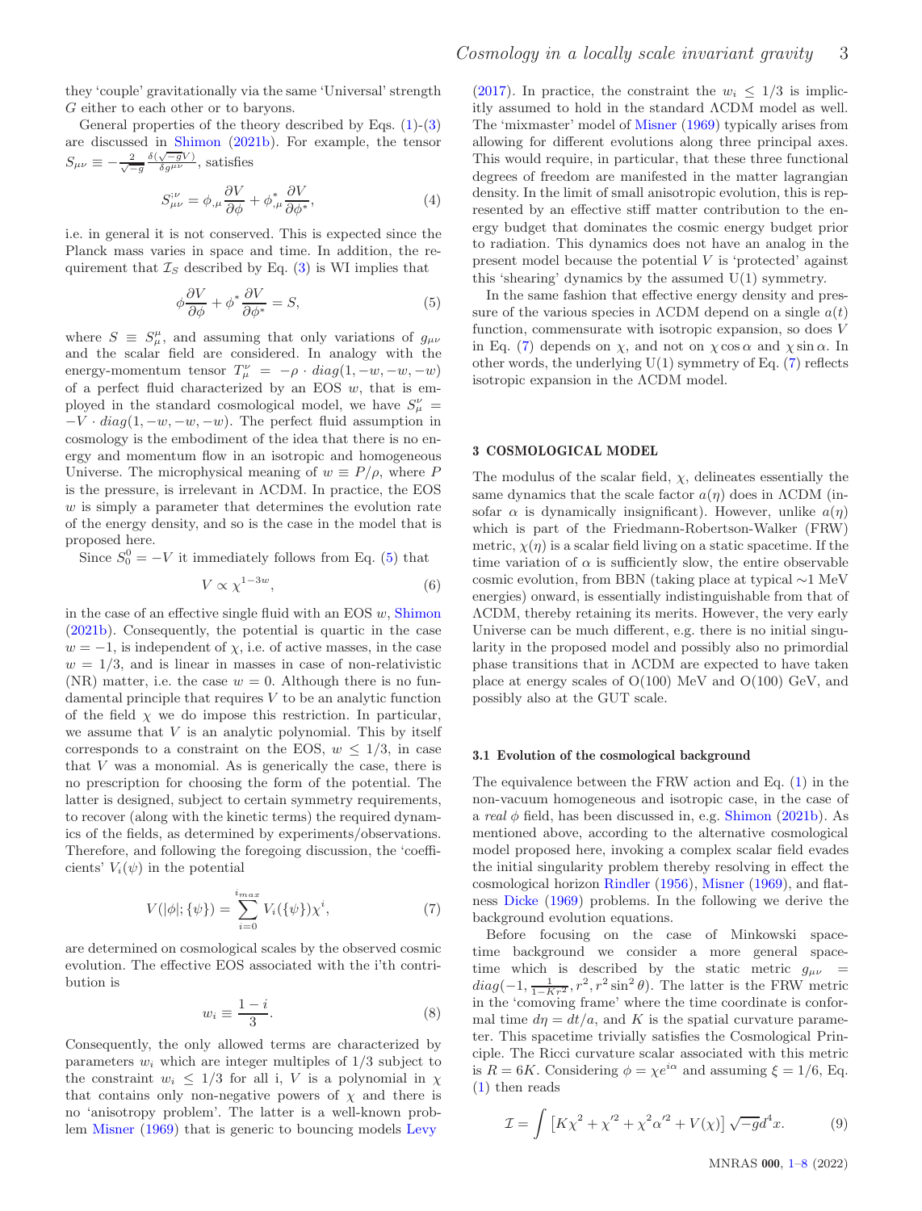they 'couple' gravitationally via the same 'Universal' strength $G$ either to each other or to baryons.

General properties of the theory described by Eqs. (1)-(3) are discussed in Shimon (2021b). For example, the tensor $S_{\mu\nu} \equiv -\frac{2}{\sqrt{-g}}\frac{\delta(\sqrt{-g}V)}{\delta g^{\mu\nu}}$, satisfies

$$S_{\mu\nu}^{;\nu} = \phi_{,\mu}\frac{\partial V}{\partial \phi} + \phi^{*}_{,\mu}\frac{\partial V}{\partial \phi^{*}}, \tag{4}$$

i.e. in general it is not conserved. This is expected since the Planck mass varies in space and time. In addition, the requirement that $\mathcal{I}_S$ described by Eq. (3) is WI implies that

$$\phi\frac{\partial V}{\partial \phi} + \phi^{*}\frac{\partial V}{\partial \phi^{*}} = S, \tag{5}$$

where $S \equiv S^{\mu}_{\mu}$, and assuming that only variations of $g_{\mu\nu}$ and the scalar field are considered. In analogy with the energy-momentum tensor $T^{\nu}_{\mu} = -\rho \cdot diag(1, -w, -w, -w)$ of a perfect fluid characterized by an EOS $w$, that is employed in the standard cosmological model, we have $S^{\nu}_{\mu} = -V \cdot diag(1, -w, -w, -w)$. The perfect fluid assumption in cosmology is the embodiment of the idea that there is no energy and momentum flow in an isotropic and homogeneous Universe. The microphysical meaning of $w \equiv P/\rho$, where $P$ is the pressure, is irrelevant in ΛCDM. In practice, the EOS $w$ is simply a parameter that determines the evolution rate of the energy density, and so is the case in the model that is proposed here.

Since $S^{0}_{0} = -V$ it immediately follows from Eq. (5) that

$$V \propto \chi^{1-3w}, \tag{6}$$

in the case of an effective single fluid with an EOS $w$, Shimon (2021b). Consequently, the potential is quartic in the case $w = -1$, is independent of $\chi$, i.e. of active masses, in the case $w = 1/3$, and is linear in masses in case of non-relativistic (NR) matter, i.e. the case $w = 0$. Although there is no fundamental principle that requires $V$ to be an analytic function of the field $\chi$ we do impose this restriction. In particular, we assume that $V$ is an analytic polynomial. This by itself corresponds to a constraint on the EOS, $w \leq 1/3$, in case that $V$ was a monomial. As is generically the case, there is no prescription for choosing the form of the potential. The latter is designed, subject to certain symmetry requirements, to recover (along with the kinetic terms) the required dynamics of the fields, as determined by experiments/observations. Therefore, and following the foregoing discussion, the 'coefficients' $V_i(\psi)$ in the potential

$$V(|\phi|;\{\psi\}) = \sum_{i=0}^{i_{max}} V_i(\{\psi\})\chi^{i}, \tag{7}$$

are determined on cosmological scales by the observed cosmic evolution. The effective EOS associated with the i'th contribution is

$$w_i \equiv \frac{1-i}{3}. \tag{8}$$

Consequently, the only allowed terms are characterized by parameters $w_i$ which are integer multiples of 1/3 subject to the constraint $w_i \leq 1/3$ for all i, $V$ is a polynomial in $\chi$ that contains only non-negative powers of $\chi$ and there is no 'anisotropy problem'. The latter is a well-known problem Misner (1969) that is generic to bouncing models Levy (2017). In practice, the constraint the $w_i \leq 1/3$ is implicitly assumed to hold in the standard ΛCDM model as well. The 'mixmaster' model of Misner (1969) typically arises from allowing for different evolutions along three principal axes. This would require, in particular, that these three functional degrees of freedom are manifested in the matter lagrangian density. In the limit of small anisotropic evolution, this is represented by an effective stiff matter contribution to the energy budget that dominates the cosmic energy budget prior to radiation. This dynamics does not have an analog in the present model because the potential $V$ is 'protected' against this 'shearing' dynamics by the assumed U(1) symmetry.

In the same fashion that effective energy density and pressure of the various species in ΛCDM depend on a single $a(t)$ function, commensurate with isotropic expansion, so does $V$ in Eq. (7) depends on $\chi$, and not on $\chi\cos\alpha$ and $\chi\sin\alpha$. In other words, the underlying U(1) symmetry of Eq. (7) reflects isotropic expansion in the ΛCDM model.

## 3 COSMOLOGICAL MODEL

The modulus of the scalar field, $\chi$, delineates essentially the same dynamics that the scale factor $a(\eta)$ does in ΛCDM (insofar $\alpha$ is dynamically insignificant). However, unlike $a(\eta)$ which is part of the Friedmann-Robertson-Walker (FRW) metric, $\chi(\eta)$ is a scalar field living on a static spacetime. If the time variation of $\alpha$ is sufficiently slow, the entire observable cosmic evolution, from BBN (taking place at typical ∼1 MeV energies) onward, is essentially indistinguishable from that of ΛCDM, thereby retaining its merits. However, the very early Universe can be much different, e.g. there is no initial singularity in the proposed model and possibly also no primordial phase transitions that in ΛCDM are expected to have taken place at energy scales of O(100) MeV and O(100) GeV, and possibly also at the GUT scale.

### 3.1 Evolution of the cosmological background

The equivalence between the FRW action and Eq. (1) in the non-vacuum homogeneous and isotropic case, in the case of a *real* $\phi$ field, has been discussed in, e.g. Shimon (2021b). As mentioned above, according to the alternative cosmological model proposed here, invoking a complex scalar field evades the initial singularity problem thereby resolving in effect the cosmological horizon Rindler (1956), Misner (1969), and flatness Dicke (1969) problems. In the following we derive the background evolution equations.

Before focusing on the case of Minkowski spacetime background we consider a more general spacetime which is described by the static metric $g_{\mu\nu} = diag(-1, \frac{1}{1-Kr^2}, r^2, r^2\sin^2\theta)$. The latter is the FRW metric in the 'comoving frame' where the time coordinate is conformal time $d\eta = dt/a$, and $K$ is the spatial curvature parameter. This spacetime trivially satisfies the Cosmological Principle. The Ricci curvature scalar associated with this metric is $R = 6K$. Considering $\phi = \chi e^{i\alpha}$ and assuming $\xi = 1/6$, Eq. (1) then reads

$$\mathcal{I} = \int \left[K\chi^2 + \chi'^2 + \chi^2\alpha'^2 + V(\chi)\right]\sqrt{-g}d^4x. \tag{9}$$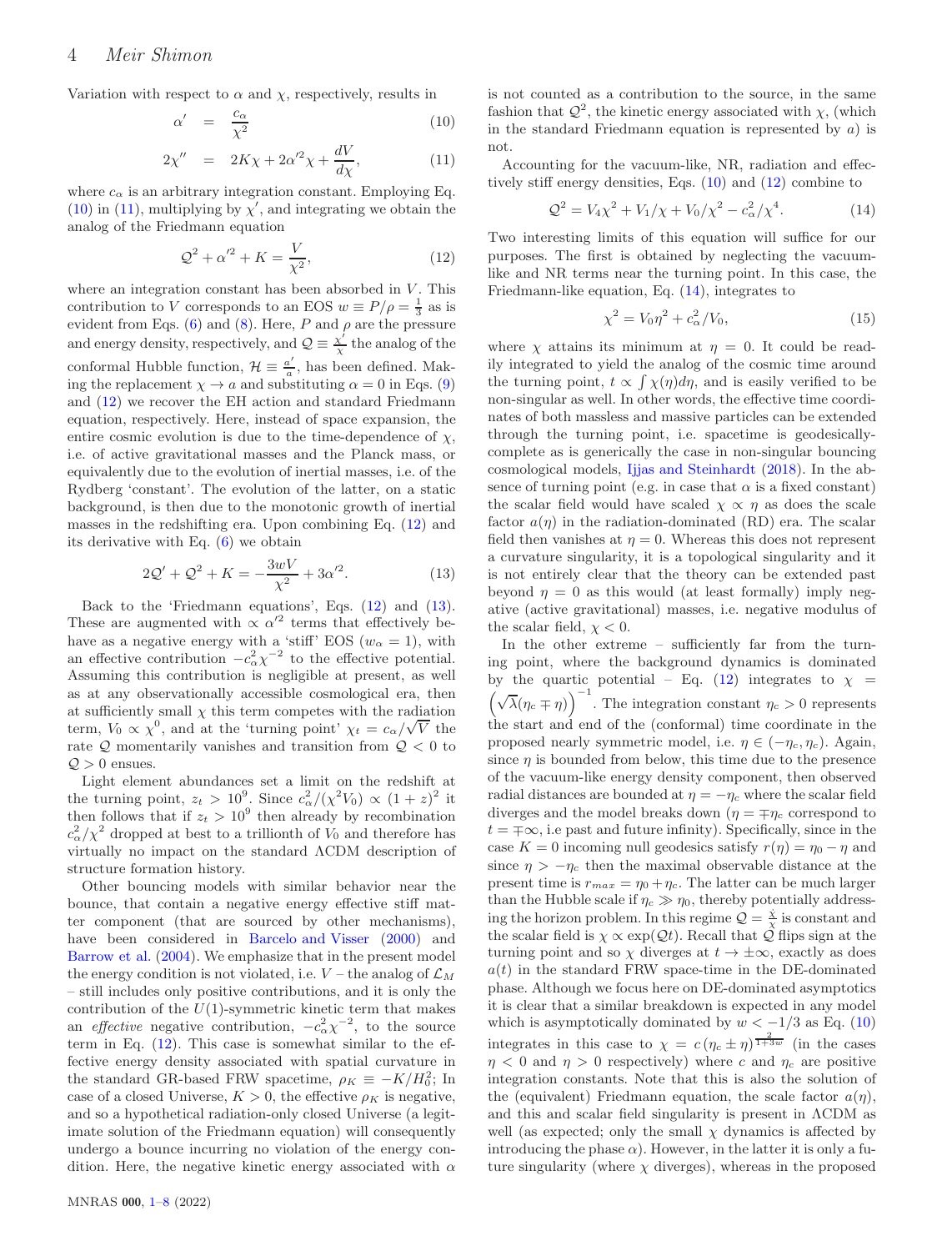Variation with respect to $\alpha$ and $\chi$, respectively, results in

$$\alpha' = \frac{c_\alpha}{\chi^2} \tag{10}$$

$$2\chi'' = 2K\chi + 2\alpha'^2\chi + \frac{dV}{d\chi}, \tag{11}$$

where $c_\alpha$ is an arbitrary integration constant. Employing Eq. (10) in (11), multiplying by $\chi'$, and integrating we obtain the analog of the Friedmann equation

$$\mathcal{Q}^2 + \alpha'^2 + K = \frac{V}{\chi^2}, \tag{12}$$

where an integration constant has been absorbed in $V$. This contribution to $V$ corresponds to an EOS $w \equiv P/\rho = \frac{1}{3}$ as is evident from Eqs. (6) and (8). Here, $P$ and $\rho$ are the pressure and energy density, respectively, and $\mathcal{Q} \equiv \frac{\chi'}{\chi}$ the analog of the conformal Hubble function, $\mathcal{H} \equiv \frac{a'}{a}$, has been defined. Making the replacement $\chi \rightarrow a$ and substituting $\alpha = 0$ in Eqs. (9) and (12) we recover the EH action and standard Friedmann equation, respectively. Here, instead of space expansion, the entire cosmic evolution is due to the time-dependence of $\chi$, i.e. of active gravitational masses and the Planck mass, or equivalently due to the evolution of inertial masses, i.e. of the Rydberg 'constant'. The evolution of the latter, on a static background, is then due to the monotonic growth of inertial masses in the redshifting era. Upon combining Eq. (12) and its derivative with Eq. (6) we obtain

$$2\mathcal{Q}' + \mathcal{Q}^2 + K = -\frac{3wV}{\chi^2} + 3\alpha'^2. \tag{13}$$

Back to the 'Friedmann equations', Eqs. (12) and (13). These are augmented with $\propto \alpha'^2$ terms that effectively behave as a negative energy with a 'stiff' EOS ($w_\alpha = 1$), with an effective contribution $-c_\alpha^2\chi^{-2}$ to the effective potential. Assuming this contribution is negligible at present, as well as at any observationally accessible cosmological era, then at sufficiently small $\chi$ this term competes with the radiation term, $V_0 \propto \chi^0$, and at the 'turning point' $\chi_t = c_\alpha/\sqrt{V}$ the rate $\mathcal{Q}$ momentarily vanishes and transition from $\mathcal{Q} < 0$ to $\mathcal{Q} > 0$ ensues.

Light element abundances set a limit on the redshift at the turning point, $z_t > 10^9$. Since $c_\alpha^2/(\chi^2 V_0) \propto (1+z)^2$ it then follows that if $z_t > 10^9$ then already by recombination $c_\alpha^2/\chi^2$ dropped at best to a trillionth of $V_0$ and therefore has virtually no impact on the standard ΛCDM description of structure formation history.

Other bouncing models with similar behavior near the bounce, that contain a negative energy effective stiff matter component (that are sourced by other mechanisms), have been considered in Barcelo and Visser (2000) and Barrow et al. (2004). We emphasize that in the present model the energy condition is not violated, i.e. $V$ – the analog of $\mathcal{L}_M$ – still includes only positive contributions, and it is only the contribution of the $U(1)$-symmetric kinetic term that makes an *effective* negative contribution, $-c_\alpha^2\chi^{-2}$, to the source term in Eq. (12). This case is somewhat similar to the effective energy density associated with spatial curvature in the standard GR-based FRW spacetime, $\rho_K \equiv -K/H_0^2$; In case of a closed Universe, $K > 0$, the effective $\rho_K$ is negative, and so a hypothetical radiation-only closed Universe (a legitimate solution of the Friedmann equation) will consequently undergo a bounce incurring no violation of the energy condition. Here, the negative kinetic energy associated with $\alpha$ is not counted as a contribution to the source, in the same fashion that $\mathcal{Q}^2$, the kinetic energy associated with $\chi$, (which in the standard Friedmann equation is represented by $a$) is not.

Accounting for the vacuum-like, NR, radiation and effectively stiff energy densities, Eqs. (10) and (12) combine to

$$\mathcal{Q}^2 = V_4\chi^2 + V_1/\chi + V_0/\chi^2 - c_\alpha^2/\chi^4. \tag{14}$$

Two interesting limits of this equation will suffice for our purposes. The first is obtained by neglecting the vacuum-like and NR terms near the turning point. In this case, the Friedmann-like equation, Eq. (14), integrates to

$$\chi^2 = V_0\eta^2 + c_\alpha^2/V_0, \tag{15}$$

where $\chi$ attains its minimum at $\eta = 0$. It could be readily integrated to yield the analog of the cosmic time around the turning point, $t \propto \int \chi(\eta)d\eta$, and is easily verified to be non-singular as well. In other words, the effective time coordinates of both massless and massive particles can be extended through the turning point, i.e. spacetime is geodesically-complete as is generically the case in non-singular bouncing cosmological models, Ijjas and Steinhardt (2018). In the absence of turning point (e.g. in case that $\alpha$ is a fixed constant) the scalar field would have scaled $\chi \propto \eta$ as does the scale factor $a(\eta)$ in the radiation-dominated (RD) era. The scalar field then vanishes at $\eta = 0$. Whereas this does not represent a curvature singularity, it is a topological singularity and it is not entirely clear that the theory can be extended past beyond $\eta = 0$ as this would (at least formally) imply negative (active gravitational) masses, i.e. negative modulus of the scalar field, $\chi < 0$.

In the other extreme – sufficiently far from the turning point, where the background dynamics is dominated by the quartic potential – Eq. (12) integrates to $\chi = \left(\sqrt{\lambda}(\eta_c \mp \eta)\right)^{-1}$. The integration constant $\eta_c > 0$ represents the start and end of the (conformal) time coordinate in the proposed nearly symmetric model, i.e. $\eta \in (-\eta_c, \eta_c)$. Again, since $\eta$ is bounded from below, this time due to the presence of the vacuum-like energy density component, then observed radial distances are bounded at $\eta = -\eta_c$ where the scalar field diverges and the model breaks down ($\eta = \mp\eta_c$ correspond to $t = \mp\infty$, i.e past and future infinity). Specifically, since in the case $K = 0$ incoming null geodesics satisfy $r(\eta) = \eta_0 - \eta$ and since $\eta > -\eta_c$ then the maximal observable distance at the present time is $r_{max} = \eta_0 + \eta_c$. The latter can be much larger than the Hubble scale if $\eta_c \gg \eta_0$, thereby potentially addressing the horizon problem. In this regime $\mathcal{Q} = \frac{\dot{\chi}}{\chi}$ is constant and the scalar field is $\chi \propto \exp(\mathcal{Q}t)$. Recall that $\mathcal{Q}$ flips sign at the turning point and so $\chi$ diverges at $t \rightarrow \pm\infty$, exactly as does $a(t)$ in the standard FRW space-time in the DE-dominated phase. Although we focus here on DE-dominated asymptotics it is clear that a similar breakdown is expected in any model which is asymptotically dominated by $w < -1/3$ as Eq. (10) integrates in this case to $\chi = c\,(\eta_c \pm \eta)^{\frac{2}{1+3w}}$ (in the cases $\eta < 0$ and $\eta > 0$ respectively) where $c$ and $\eta_c$ are positive integration constants. Note that this is also the solution of the (equivalent) Friedmann equation, the scale factor $a(\eta)$, and this and scalar field singularity is present in ΛCDM as well (as expected; only the small $\chi$ dynamics is affected by introducing the phase $\alpha$). However, in the latter it is only a future singularity (where $\chi$ diverges), whereas in the proposed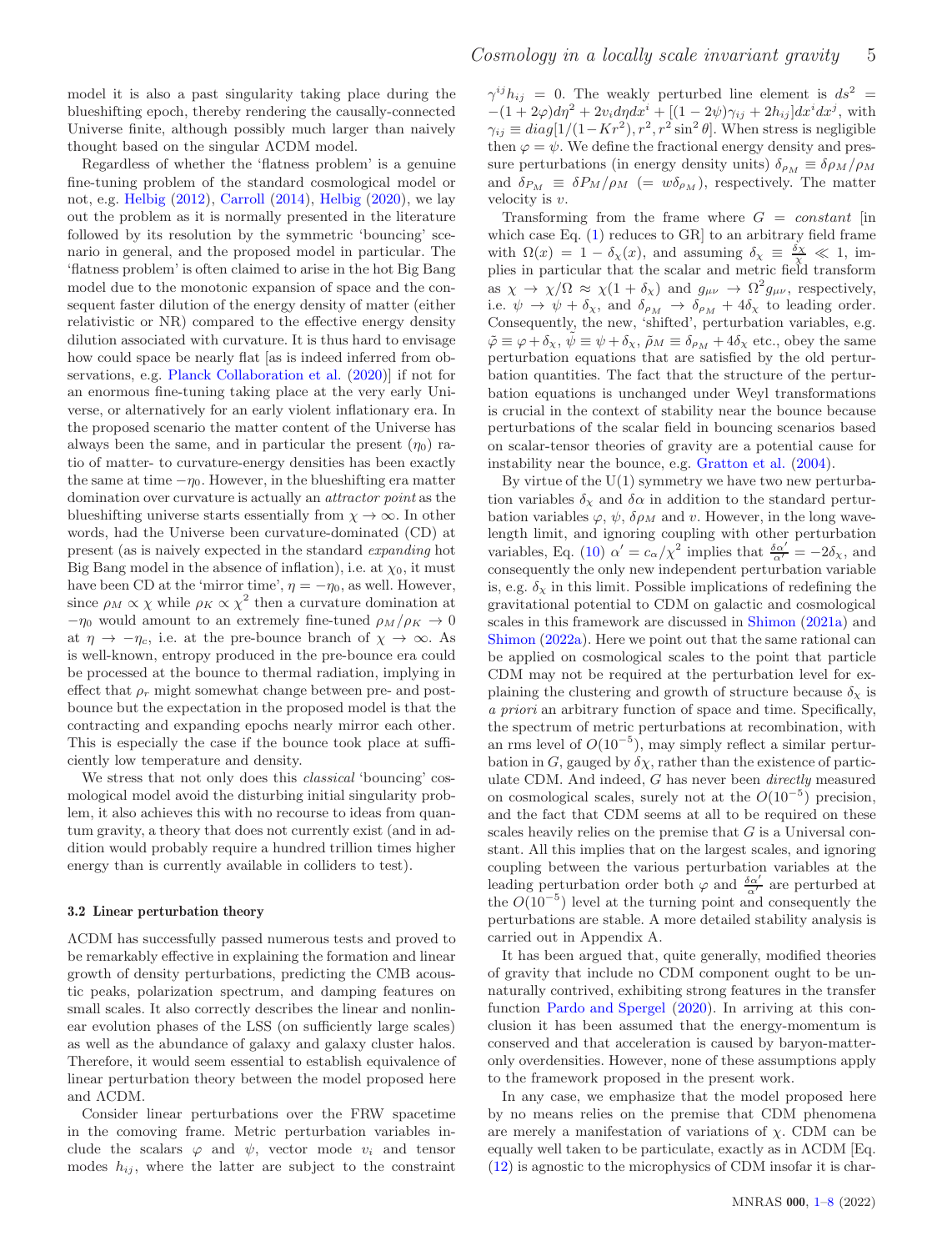model it is also a past singularity taking place during the blueshifting epoch, thereby rendering the causally-connected Universe finite, although possibly much larger than naively thought based on the singular ΛCDM model.

Regardless of whether the 'flatness problem' is a genuine fine-tuning problem of the standard cosmological model or not, e.g. Helbig (2012), Carroll (2014), Helbig (2020), we lay out the problem as it is normally presented in the literature followed by its resolution by the symmetric 'bouncing' scenario in general, and the proposed model in particular. The 'flatness problem' is often claimed to arise in the hot Big Bang model due to the monotonic expansion of space and the consequent faster dilution of the energy density of matter (either relativistic or NR) compared to the effective energy density dilution associated with curvature. It is thus hard to envisage how could space be nearly flat [as is indeed inferred from observations, e.g. Planck Collaboration et al. (2020)] if not for an enormous fine-tuning taking place at the very early Universe, or alternatively for an early violent inflationary era. In the proposed scenario the matter content of the Universe has always been the same, and in particular the present ($\eta_0$) ratio of matter- to curvature-energy densities has been exactly the same at time $-\eta_0$. However, in the blueshifting era matter domination over curvature is actually an *attractor point* as the blueshifting universe starts essentially from $\chi \to \infty$. In other words, had the Universe been curvature-dominated (CD) at present (as is naively expected in the standard *expanding* hot Big Bang model in the absence of inflation), i.e. at $\chi_0$, it must have been CD at the 'mirror time', $\eta = -\eta_0$, as well. However, since $\rho_M \propto \chi$ while $\rho_K \propto \chi^2$ then a curvature domination at $-\eta_0$ would amount to an extremely fine-tuned $\rho_M/\rho_K \to 0$ at $\eta \to -\eta_c$, i.e. at the pre-bounce branch of $\chi \to \infty$. As is well-known, entropy produced in the pre-bounce era could be processed at the bounce to thermal radiation, implying in effect that $\rho_r$ might somewhat change between pre- and post-bounce but the expectation in the proposed model is that the contracting and expanding epochs nearly mirror each other. This is especially the case if the bounce took place at sufficiently low temperature and density.

We stress that not only does this *classical* 'bouncing' cosmological model avoid the disturbing initial singularity problem, it also achieves this with no recourse to ideas from quantum gravity, a theory that does not currently exist (and in addition would probably require a hundred trillion times higher energy than is currently available in colliders to test).

### 3.2 Linear perturbation theory

ΛCDM has successfully passed numerous tests and proved to be remarkably effective in explaining the formation and linear growth of density perturbations, predicting the CMB acoustic peaks, polarization spectrum, and damping features on small scales. It also correctly describes the linear and nonlinear evolution phases of the LSS (on sufficiently large scales) as well as the abundance of galaxy and galaxy cluster halos. Therefore, it would seem essential to establish equivalence of linear perturbation theory between the model proposed here and ΛCDM.

Consider linear perturbations over the FRW spacetime in the comoving frame. Metric perturbation variables include the scalars $\varphi$ and $\psi$, vector mode $v_i$ and tensor modes $h_{ij}$, where the latter are subject to the constraint $\gamma^{ij}h_{ij} = 0$. The weakly perturbed line element is $ds^2 = -(1+2\varphi)d\eta^2 + 2v_i d\eta dx^i + [(1-2\psi)\gamma_{ij} + 2h_{ij}]dx^i dx^j$, with $\gamma_{ij} \equiv diag[1/(1-Kr^2), r^2, r^2\sin^2\theta]$. When stress is negligible then $\varphi = \psi$. We define the fractional energy density and pressure perturbations (in energy density units) $\delta_{\rho_M} \equiv \delta\rho_M/\rho_M$ and $\delta_{P_M} \equiv \delta P_M/\rho_M$ $(= w\delta_{\rho_M})$, respectively. The matter velocity is $v$.

Transforming from the frame where $G = constant$ [in which case Eq. (1) reduces to GR] to an arbitrary field frame with $\Omega(x) = 1 - \delta_\chi(x)$, and assuming $\delta_\chi \equiv \frac{\delta\chi}{\chi} \ll 1$, implies in particular that the scalar and metric field transform as $\chi \to \chi/\Omega \approx \chi(1+\delta_\chi)$ and $g_{\mu\nu} \to \Omega^2 g_{\mu\nu}$, respectively, i.e. $\psi \to \psi + \delta_\chi$, and $\delta_{\rho_M} \to \delta_{\rho_M} + 4\delta_\chi$ to leading order. Consequently, the new, 'shifted', perturbation variables, e.g. $\tilde{\varphi} \equiv \varphi + \delta_\chi$, $\tilde{\psi} \equiv \psi + \delta_\chi$, $\tilde{\rho}_M \equiv \delta_{\rho_M} + 4\delta_\chi$ etc., obey the same perturbation equations that are satisfied by the old perturbation quantities. The fact that the structure of the perturbation equations is unchanged under Weyl transformations is crucial in the context of stability near the bounce because perturbations of the scalar field in bouncing scenarios based on scalar-tensor theories of gravity are a potential cause for instability near the bounce, e.g. Gratton et al. (2004).

By virtue of the U(1) symmetry we have two new perturbation variables $\delta_\chi$ and $\delta\alpha$ in addition to the standard perturbation variables $\varphi$, $\psi$, $\delta\rho_M$ and $v$. However, in the long wavelength limit, and ignoring coupling with other perturbation variables, Eq. (10) $\alpha' = c_\alpha/\chi^2$ implies that $\frac{\delta\alpha'}{\alpha'} = -2\delta_\chi$, and consequently the only new independent perturbation variable is, e.g. $\delta_\chi$ in this limit. Possible implications of redefining the gravitational potential to CDM on galactic and cosmological scales in this framework are discussed in Shimon (2021a) and Shimon (2022a). Here we point out that the same rational can be applied on cosmological scales to the point that particle CDM may not be required at the perturbation level for explaining the clustering and growth of structure because $\delta_\chi$ is *a priori* an arbitrary function of space and time. Specifically, the spectrum of metric perturbations at recombination, with an rms level of $O(10^{-5})$, may simply reflect a similar perturbation in $G$, gauged by $\delta_\chi$, rather than the existence of particulate CDM. And indeed, $G$ has never been *directly* measured on cosmological scales, surely not at the $O(10^{-5})$ precision, and the fact that CDM seems at all to be required on these scales heavily relies on the premise that $G$ is a Universal constant. All this implies that on the largest scales, and ignoring coupling between the various perturbation variables at the leading perturbation order both $\varphi$ and $\frac{\delta\alpha'}{\alpha'}$ are perturbed at the $O(10^{-5})$ level at the turning point and consequently the perturbations are stable. A more detailed stability analysis is carried out in Appendix A.

It has been argued that, quite generally, modified theories of gravity that include no CDM component ought to be unnaturally contrived, exhibiting strong features in the transfer function Pardo and Spergel (2020). In arriving at this conclusion it has been assumed that the energy-momentum is conserved and that acceleration is caused by baryon-matter-only overdensities. However, none of these assumptions apply to the framework proposed in the present work.

In any case, we emphasize that the model proposed here by no means relies on the premise that CDM phenomena are merely a manifestation of variations of $\chi$. CDM can be equally well taken to be particulate, exactly as in ΛCDM [Eq. (12) is agnostic to the microphysics of CDM insofar it is char-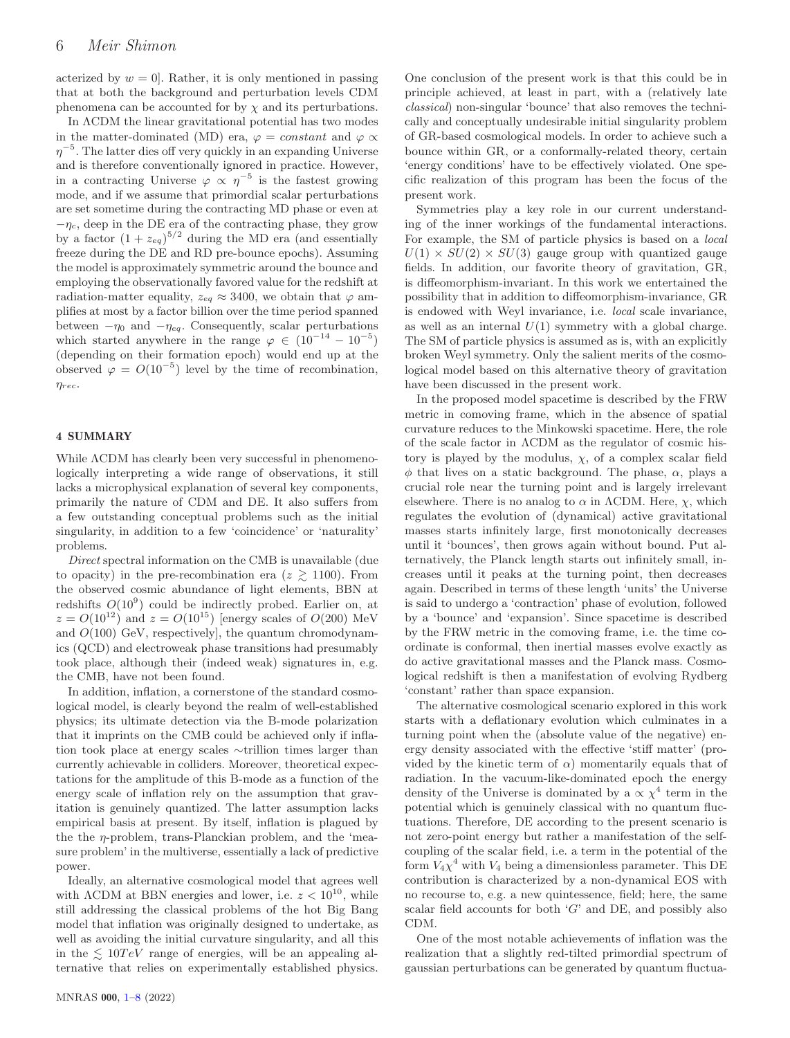acterized by $w = 0$]. Rather, it is only mentioned in passing that at both the background and perturbation levels CDM phenomena can be accounted for by $\chi$ and its perturbations.

In ΛCDM the linear gravitational potential has two modes in the matter-dominated (MD) era, $\varphi = constant$ and $\varphi \propto \eta^{-5}$. The latter dies off very quickly in an expanding Universe and is therefore conventionally ignored in practice. However, in a contracting Universe $\varphi \propto \eta^{-5}$ is the fastest growing mode, and if we assume that primordial scalar perturbations are set sometime during the contracting MD phase or even at $-\eta_c$, deep in the DE era of the contracting phase, they grow by a factor $(1+z_{eq})^{5/2}$ during the MD era (and essentially freeze during the DE and RD pre-bounce epochs). Assuming the model is approximately symmetric around the bounce and employing the observationally favored value for the redshift at radiation-matter equality, $z_{eq} \approx 3400$, we obtain that $\varphi$ amplifies at most by a factor billion over the time period spanned between $-\eta_0$ and $-\eta_{eq}$. Consequently, scalar perturbations which started anywhere in the range $\varphi \in (10^{-14} - 10^{-5})$ (depending on their formation epoch) would end up at the observed $\varphi = O(10^{-5})$ level by the time of recombination, $\eta_{rec}$.

## 4 SUMMARY

While ΛCDM has clearly been very successful in phenomenologically interpreting a wide range of observations, it still lacks a microphysical explanation of several key components, primarily the nature of CDM and DE. It also suffers from a few outstanding conceptual problems such as the initial singularity, in addition to a few 'coincidence' or 'naturality' problems.

*Direct* spectral information on the CMB is unavailable (due to opacity) in the pre-recombination era ($z \gtrsim 1100$). From the observed cosmic abundance of light elements, BBN at redshifts $O(10^9)$ could be indirectly probed. Earlier on, at $z = O(10^{12})$ and $z = O(10^{15})$ [energy scales of $O(200)$ MeV and $O(100)$ GeV, respectively], the quantum chromodynamics (QCD) and electroweak phase transitions had presumably took place, although their (indeed weak) signatures in, e.g. the CMB, have not been found.

In addition, inflation, a cornerstone of the standard cosmological model, is clearly beyond the realm of well-established physics; its ultimate detection via the B-mode polarization that it imprints on the CMB could be achieved only if inflation took place at energy scales ∼trillion times larger than currently achievable in colliders. Moreover, theoretical expectations for the amplitude of this B-mode as a function of the energy scale of inflation rely on the assumption that gravitation is genuinely quantized. The latter assumption lacks empirical basis at present. By itself, inflation is plagued by the the $\eta$-problem, trans-Planckian problem, and the 'measure problem' in the multiverse, essentially a lack of predictive power.

Ideally, an alternative cosmological model that agrees well with ΛCDM at BBN energies and lower, i.e. $z < 10^{10}$, while still addressing the classical problems of the hot Big Bang model that inflation was originally designed to undertake, as well as avoiding the initial curvature singularity, and all this in the $\lesssim 10TeV$ range of energies, will be an appealing alternative that relies on experimentally established physics. One conclusion of the present work is that this could be in principle achieved, at least in part, with a (relatively late *classical*) non-singular 'bounce' that also removes the technically and conceptually undesirable initial singularity problem of GR-based cosmological models. In order to achieve such a bounce within GR, or a conformally-related theory, certain 'energy conditions' have to be effectively violated. One specific realization of this program has been the focus of the present work.

Symmetries play a key role in our current understanding of the inner workings of the fundamental interactions. For example, the SM of particle physics is based on a *local* $U(1) \times SU(2) \times SU(3)$ gauge group with quantized gauge fields. In addition, our favorite theory of gravitation, GR, is diffeomorphism-invariant. In this work we entertained the possibility that in addition to diffeomorphism-invariance, GR is endowed with Weyl invariance, i.e. *local* scale invariance, as well as an internal $U(1)$ symmetry with a global charge. The SM of particle physics is assumed as is, with an explicitly broken Weyl symmetry. Only the salient merits of the cosmological model based on this alternative theory of gravitation have been discussed in the present work.

In the proposed model spacetime is described by the FRW metric in comoving frame, which in the absence of spatial curvature reduces to the Minkowski spacetime. Here, the role of the scale factor in ΛCDM as the regulator of cosmic history is played by the modulus, $\chi$, of a complex scalar field $\phi$ that lives on a static background. The phase, $\alpha$, plays a crucial role near the turning point and is largely irrelevant elsewhere. There is no analog to $\alpha$ in ΛCDM. Here, $\chi$, which regulates the evolution of (dynamical) active gravitational masses starts infinitely large, first monotonically decreases until it 'bounces', then grows again without bound. Put alternatively, the Planck length starts out infinitely small, increases until it peaks at the turning point, then decreases again. Described in terms of these length 'units' the Universe is said to undergo a 'contraction' phase of evolution, followed by a 'bounce' and 'expansion'. Since spacetime is described by the FRW metric in the comoving frame, i.e. the time coordinate is conformal, then inertial masses evolve exactly as do active gravitational masses and the Planck mass. Cosmological redshift is then a manifestation of evolving Rydberg 'constant' rather than space expansion.

The alternative cosmological scenario explored in this work starts with a deflationary evolution which culminates in a turning point when the (absolute value of the negative) energy density associated with the effective 'stiff matter' (provided by the kinetic term of $\alpha$) momentarily equals that of radiation. In the vacuum-like-dominated epoch the energy density of the Universe is dominated by a $\propto \chi^4$ term in the potential which is genuinely classical with no quantum fluctuations. Therefore, DE according to the present scenario is not zero-point energy but rather a manifestation of the self-coupling of the scalar field, i.e. a term in the potential of the form $V_4\chi^4$ with $V_4$ being a dimensionless parameter. This DE contribution is characterized by a non-dynamical EOS with no recourse to, e.g. a new quintessence, field; here, the same scalar field accounts for both '$G$' and DE, and possibly also CDM.

One of the most notable achievements of inflation was the realization that a slightly red-tilted primordial spectrum of gaussian perturbations can be generated by quantum fluctua-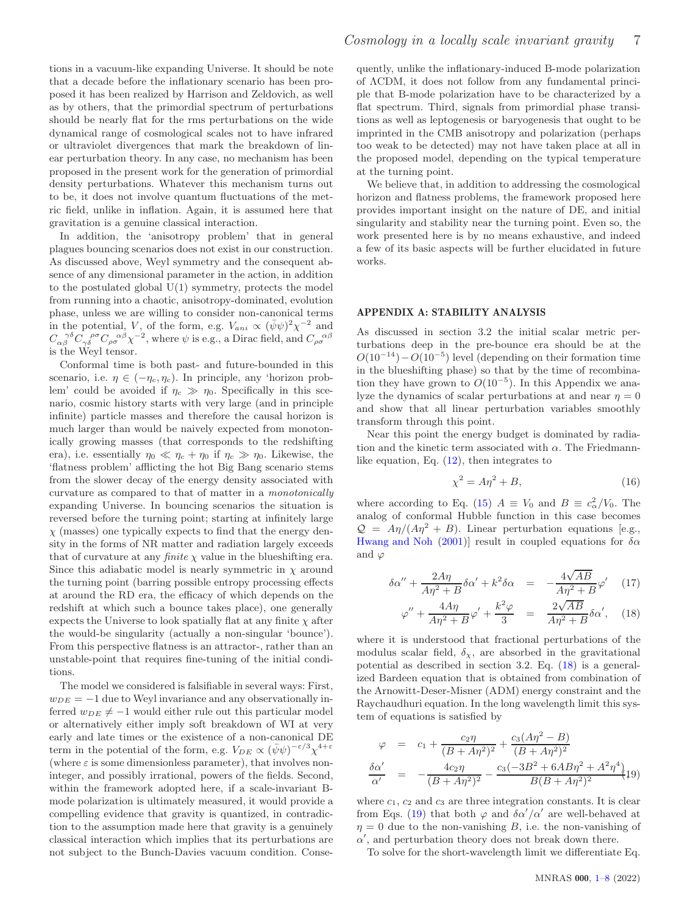tions in a vacuum-like expanding Universe. It should be note that a decade before the inflationary scenario has been proposed it has been realized by Harrison and Zeldovich, as well as by others, that the primordial spectrum of perturbations should be nearly flat for the rms perturbations on the wide dynamical range of cosmological scales not to have infrared or ultraviolet divergences that mark the breakdown of linear perturbation theory. In any case, no mechanism has been proposed in the present work for the generation of primordial density perturbations. Whatever this mechanism turns out to be, it does not involve quantum fluctuations of the metric field, unlike in inflation. Again, it is assumed here that gravitation is a genuine classical interaction.

In addition, the 'anisotropy problem' that in general plagues bouncing scenarios does not exist in our construction. As discussed above, Weyl symmetry and the consequent absence of any dimensional parameter in the action, in addition to the postulated global U(1) symmetry, protects the model from running into a chaotic, anisotropy-dominated, evolution phase, unless we are willing to consider non-canonical terms in the potential, $V$, of the form, e.g. $V_{ani} \propto (\bar{\psi}\psi)^2\chi^{-2}$ and $C_{\alpha\beta}{}^{\gamma\delta}C_{\gamma\delta}{}^{\rho\sigma}C_{\rho\sigma}{}^{\alpha\beta}\chi^{-2}$, where $\psi$ is e.g., a Dirac field, and $C_{\rho\sigma}{}^{\alpha\beta}$ is the Weyl tensor.

Conformal time is both past- and future-bounded in this scenario, i.e. $\eta \in (-\eta_c, \eta_c)$. In principle, any 'horizon problem' could be avoided if $\eta_c \gg \eta_0$. Specifically in this scenario, cosmic history starts with very large (and in principle infinite) particle masses and therefore the causal horizon is much larger than would be naively expected from monotonically growing masses (that corresponds to the redshifting era), i.e. essentially $\eta_0 \ll \eta_c + \eta_0$ if $\eta_c \gg \eta_0$. Likewise, the 'flatness problem' afflicting the hot Big Bang scenario stems from the slower decay of the energy density associated with curvature as compared to that of matter in a *monotonically* expanding Universe. In bouncing scenarios the situation is reversed before the turning point; starting at infinitely large $\chi$ (masses) one typically expects to find that the energy density in the forms of NR matter and radiation largely exceeds that of curvature at any *finite* $\chi$ value in the blueshifting era. Since this adiabatic model is nearly symmetric in $\chi$ around the turning point (barring possible entropy processing effects at around the RD era, the efficacy of which depends on the redshift at which such a bounce takes place), one generally expects the Universe to look spatially flat at any finite $\chi$ after the would-be singularity (actually a non-singular 'bounce'). From this perspective flatness is an attractor-, rather than an unstable-point that requires fine-tuning of the initial conditions.

The model we considered is falsifiable in several ways: First, $w_{DE} = -1$ due to Weyl invariance and any observationally inferred $w_{DE} \neq -1$ would either rule out this particular model or alternatively either imply soft breakdown of WI at very early and late times or the existence of a non-canonical DE term in the potential of the form, e.g. $V_{DE} \propto (\bar{\psi}\psi)^{-\varepsilon/3}\chi^{4+\varepsilon}$ (where $\varepsilon$ is some dimensionless parameter), that involves non-integer, and possibly irrational, powers of the fields. Second, within the framework adopted here, if a scale-invariant B-mode polarization is ultimately measured, it would provide a compelling evidence that gravity is quantized, in contradiction to the assumption made here that gravity is a genuinely classical interaction which implies that its perturbations are not subject to the Bunch-Davies vacuum condition. Consequently, unlike the inflationary-induced B-mode polarization of ΛCDM, it does not follow from any fundamental principle that B-mode polarization have to be characterized by a flat spectrum. Third, signals from primordial phase transitions as well as leptogenesis or baryogenesis that ought to be imprinted in the CMB anisotropy and polarization (perhaps too weak to be detected) may not have taken place at all in the proposed model, depending on the typical temperature at the turning point.

We believe that, in addition to addressing the cosmological horizon and flatness problems, the framework proposed here provides important insight on the nature of DE, and initial singularity and stability near the turning point. Even so, the work presented here is by no means exhaustive, and indeed a few of its basic aspects will be further elucidated in future works.

## APPENDIX A: STABILITY ANALYSIS

As discussed in section 3.2 the initial scalar metric perturbations deep in the pre-bounce era should be at the $O(10^{-14}) - O(10^{-5})$ level (depending on their formation time in the blueshifting phase) so that by the time of recombination they have grown to $O(10^{-5})$. In this Appendix we analyze the dynamics of scalar perturbations at and near $\eta = 0$ and show that all linear perturbation variables smoothly transform through this point.

Near this point the energy budget is dominated by radiation and the kinetic term associated with $\alpha$. The Friedmann-like equation, Eq. (12), then integrates to

$$\chi^2 = A\eta^2 + B, \tag{16}$$

where according to Eq. (15) $A \equiv V_0$ and $B \equiv c_\alpha^2/V_0$. The analog of conformal Hubble function in this case becomes $\mathcal{Q} = A\eta/(A\eta^2 + B)$. Linear perturbation equations [e.g., Hwang and Noh (2001)] result in coupled equations for $\delta\alpha$ and $\varphi$

$$\delta\alpha'' + \frac{2A\eta}{A\eta^2 + B}\delta\alpha' + k^2\delta\alpha = -\frac{4\sqrt{AB}}{A\eta^2 + B}\varphi' \tag{17}$$

$$\varphi'' + \frac{4A\eta}{A\eta^2 + B}\varphi' + \frac{k^2\varphi}{3} = \frac{2\sqrt{AB}}{A\eta^2 + B}\delta\alpha', \tag{18}$$

where it is understood that fractional perturbations of the modulus scalar field, $\delta_\chi$, are absorbed in the gravitational potential as described in section 3.2. Eq. (18) is a generalized Bardeen equation that is obtained from combination of the Arnowitt-Deser-Misner (ADM) energy constraint and the Raychaudhuri equation. In the long wavelength limit this system of equations is satisfied by

$$\begin{aligned}
\varphi &= c_1 + \frac{c_2\eta}{(B + A\eta^2)^2} + \frac{c_3(A\eta^2 - B)}{(B + A\eta^2)^2} \\
\frac{\delta\alpha'}{\alpha'} &= -\frac{4c_2\eta}{(B + A\eta^2)^2} - \frac{c_3(-3B^2 + 6AB\eta^2 + A^2\eta^4)}{B(B + A\eta^2)^2}
\end{aligned} \tag{19}$$

where $c_1$, $c_2$ and $c_3$ are three integration constants. It is clear from Eqs. (19) that both $\varphi$ and $\delta\alpha'/\alpha'$ are well-behaved at $\eta = 0$ due to the non-vanishing $B$, i.e. the non-vanishing of $\alpha'$, and perturbation theory does not break down there.

To solve for the short-wavelength limit we differentiate Eq.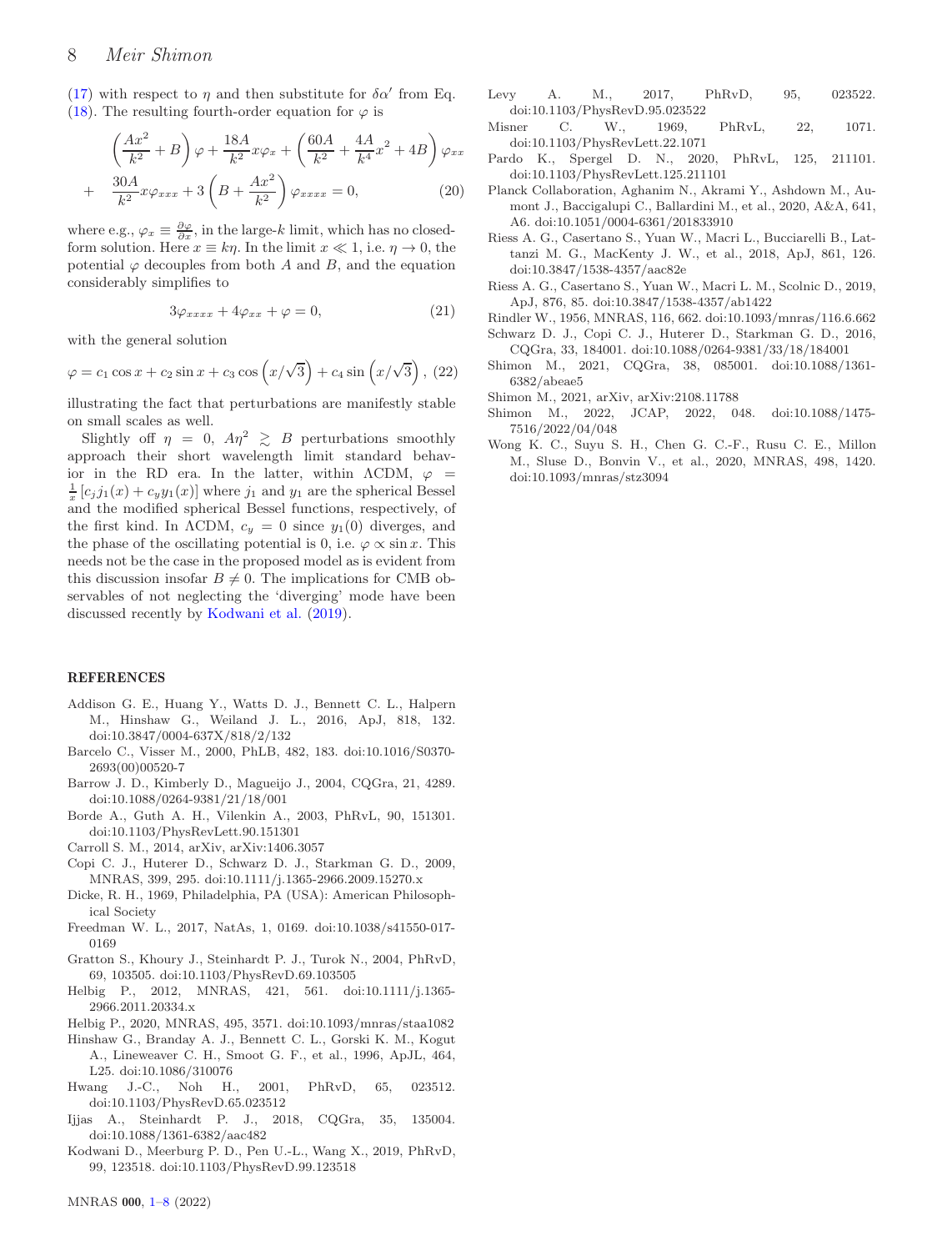(17) with respect to $\eta$ and then substitute for $\delta\alpha'$ from Eq. (18). The resulting fourth-order equation for $\varphi$ is

$$\left(\frac{Ax^2}{k^2}+B\right)\varphi+\frac{18A}{k^2}x\varphi_x+\left(\frac{60A}{k^2}+\frac{4A}{k^4}x^2+4B\right)\varphi_{xx}$$
$$+\quad\frac{30A}{k^2}x\varphi_{xxx}+3\left(B+\frac{Ax^2}{k^2}\right)\varphi_{xxxx}=0, \tag{20}$$

where e.g., $\varphi_x \equiv \frac{\partial\varphi}{\partial x}$, in the large-$k$ limit, which has no closed-form solution. Here $x \equiv k\eta$. In the limit $x \ll 1$, i.e. $\eta \to 0$, the potential $\varphi$ decouples from both $A$ and $B$, and the equation considerably simplifies to

$$3\varphi_{xxxx}+4\varphi_{xx}+\varphi=0, \tag{21}$$

with the general solution

$$\varphi=c_1\cos x+c_2\sin x+c_3\cos\left(x/\sqrt{3}\right)+c_4\sin\left(x/\sqrt{3}\right), \tag{22}$$

illustrating the fact that perturbations are manifestly stable on small scales as well.

Slightly off $\eta = 0$, $A\eta^2 \gtrsim B$ perturbations smoothly approach their short wavelength limit standard behavior in the RD era. In the latter, within ΛCDM, $\varphi = \frac{1}{x}\left[c_j j_1(x) + c_y y_1(x)\right]$ where $j_1$ and $y_1$ are the spherical Bessel and the modified spherical Bessel functions, respectively, of the first kind. In ΛCDM, $c_y = 0$ since $y_1(0)$ diverges, and the phase of the oscillating potential is 0, i.e. $\varphi \propto \sin x$. This needs not be the case in the proposed model as is evident from this discussion insofar $B \neq 0$. The implications for CMB observables of not neglecting the 'diverging' mode have been discussed recently by Kodwani et al. (2019).

## REFERENCES

Addison G. E., Huang Y., Watts D. J., Bennett C. L., Halpern M., Hinshaw G., Weiland J. L., 2016, ApJ, 818, 132. doi:10.3847/0004-637X/818/2/132

Barcelo C., Visser M., 2000, PhLB, 482, 183. doi:10.1016/S0370-2693(00)00520-7

Barrow J. D., Kimberly D., Magueijo J., 2004, CQGra, 21, 4289. doi:10.1088/0264-9381/21/18/001

Borde A., Guth A. H., Vilenkin A., 2003, PhRvL, 90, 151301. doi:10.1103/PhysRevLett.90.151301

Carroll S. M., 2014, arXiv, arXiv:1406.3057

Copi C. J., Huterer D., Schwarz D. J., Starkman G. D., 2009, MNRAS, 399, 295. doi:10.1111/j.1365-2966.2009.15270.x

Dicke, R. H., 1969, Philadelphia, PA (USA): American Philosophical Society

Freedman W. L., 2017, NatAs, 1, 0169. doi:10.1038/s41550-017-0169

Gratton S., Khoury J., Steinhardt P. J., Turok N., 2004, PhRvD, 69, 103505. doi:10.1103/PhysRevD.69.103505

Helbig P., 2012, MNRAS, 421, 561. doi:10.1111/j.1365-2966.2011.20334.x

Helbig P., 2020, MNRAS, 495, 3571. doi:10.1093/mnras/staa1082

Hinshaw G., Branday A. J., Bennett C. L., Gorski K. M., Kogut A., Lineweaver C. H., Smoot G. F., et al., 1996, ApJL, 464, L25. doi:10.1086/310076

Hwang J.-C., Noh H., 2001, PhRvD, 65, 023512. doi:10.1103/PhysRevD.65.023512

Ijjas A., Steinhardt P. J., 2018, CQGra, 35, 135004. doi:10.1088/1361-6382/aac482

Kodwani D., Meerburg P. D., Pen U.-L., Wang X., 2019, PhRvD, 99, 123518. doi:10.1103/PhysRevD.99.123518

Levy A. M., 2017, PhRvD, 95, 023522. doi:10.1103/PhysRevD.95.023522

Misner C. W., 1969, PhRvL, 22, 1071. doi:10.1103/PhysRevLett.22.1071

Pardo K., Spergel D. N., 2020, PhRvL, 125, 211101. doi:10.1103/PhysRevLett.125.211101

Planck Collaboration, Aghanim N., Akrami Y., Ashdown M., Aumont J., Baccigalupi C., Ballardini M., et al., 2020, A&A, 641, A6. doi:10.1051/0004-6361/201833910

Riess A. G., Casertano S., Yuan W., Macri L., Bucciarelli B., Lattanzi M. G., MacKenty J. W., et al., 2018, ApJ, 861, 126. doi:10.3847/1538-4357/aac82e

Riess A. G., Casertano S., Yuan W., Macri L. M., Scolnic D., 2019, ApJ, 876, 85. doi:10.3847/1538-4357/ab1422

Rindler W., 1956, MNRAS, 116, 662. doi:10.1093/mnras/116.6.662

Schwarz D. J., Copi C. J., Huterer D., Starkman G. D., 2016, CQGra, 33, 184001. doi:10.1088/0264-9381/33/18/184001

Shimon M., 2021, CQGra, 38, 085001. doi:10.1088/1361-6382/abeae5

Shimon M., 2021, arXiv, arXiv:2108.11788

Shimon M., 2022, JCAP, 2022, 048. doi:10.1088/1475-7516/2022/04/048

Wong K. C., Suyu S. H., Chen G. C.-F., Rusu C. E., Millon M., Sluse D., Bonvin V., et al., 2020, MNRAS, 498, 1420. doi:10.1093/mnras/stz3094